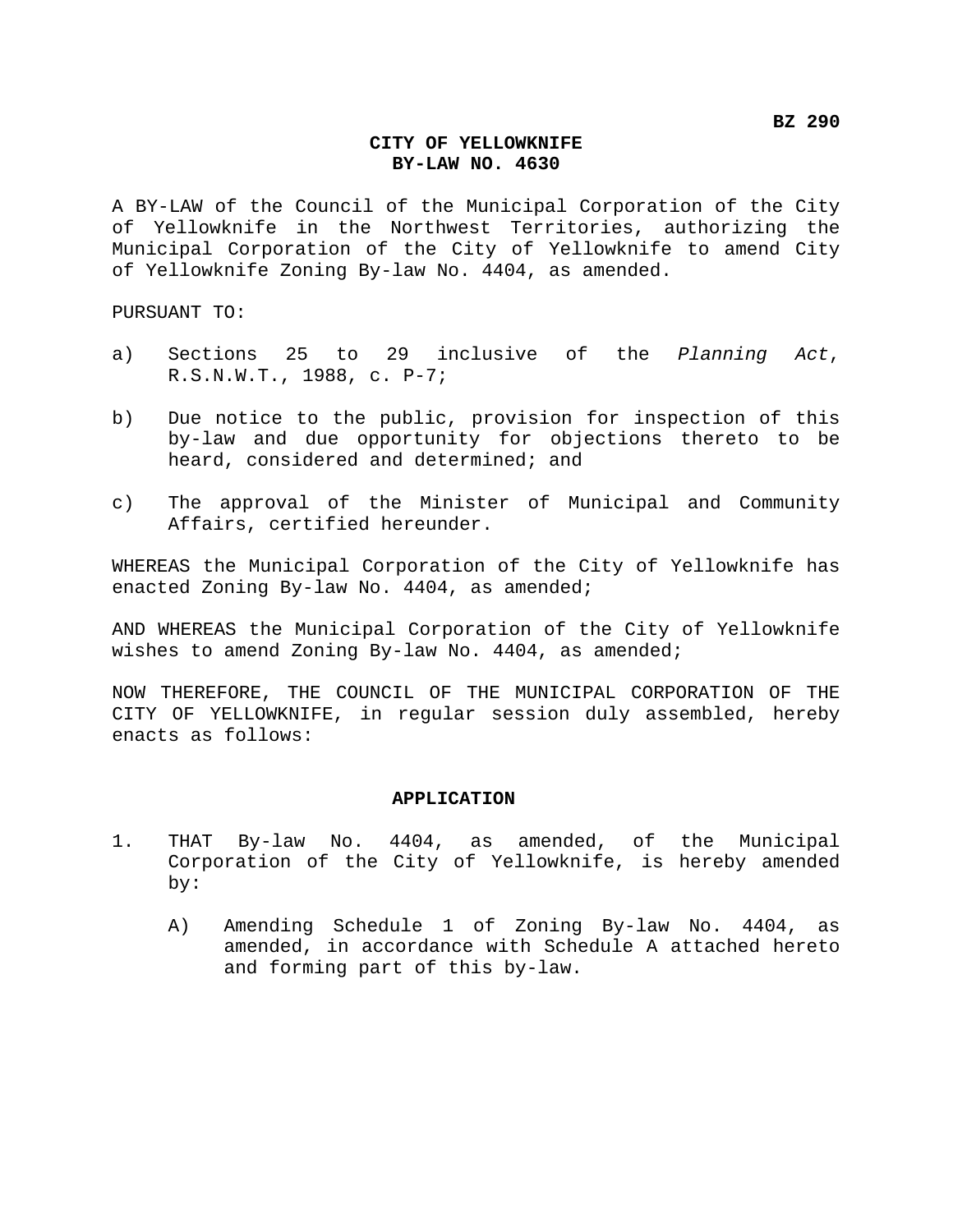**BZ 290**

**CITY OF YELLOWKNIFE**
**BY-LAW NO. 4630**

A BY-LAW of the Council of the Municipal Corporation of the City of Yellowknife in the Northwest Territories, authorizing the Municipal Corporation of the City of Yellowknife to amend City of Yellowknife Zoning By-law No. 4404, as amended.

PURSUANT TO:

a) Sections 25 to 29 inclusive of the *Planning Act*, R.S.N.W.T., 1988, c. P-7;

b) Due notice to the public, provision for inspection of this by-law and due opportunity for objections thereto to be heard, considered and determined; and

c) The approval of the Minister of Municipal and Community Affairs, certified hereunder.

WHEREAS the Municipal Corporation of the City of Yellowknife has enacted Zoning By-law No. 4404, as amended;

AND WHEREAS the Municipal Corporation of the City of Yellowknife wishes to amend Zoning By-law No. 4404, as amended;

NOW THEREFORE, THE COUNCIL OF THE MUNICIPAL CORPORATION OF THE CITY OF YELLOWKNIFE, in regular session duly assembled, hereby enacts as follows:

## APPLICATION

1. THAT By-law No. 4404, as amended, of the Municipal Corporation of the City of Yellowknife, is hereby amended by:

   A) Amending Schedule 1 of Zoning By-law No. 4404, as amended, in accordance with Schedule A attached hereto and forming part of this by-law.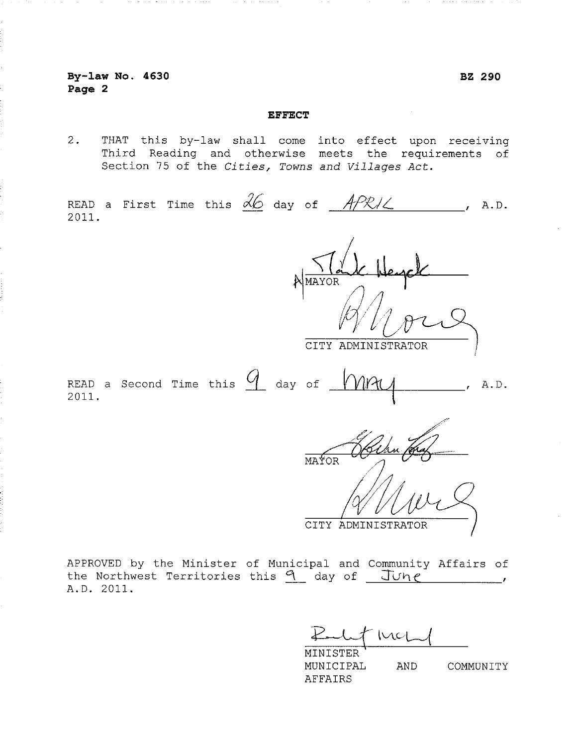**By-law No. 4630**
**Page 2**

**BZ 290**

## EFFECT

2. THAT this by-law shall come into effect upon receiving Third Reading and otherwise meets the requirements of Section 75 of the *Cities, Towns and Villages Act*.

READ a First Time this 26 day of APRIL, A.D. 2011.

MAYOR

CITY ADMINISTRATOR

READ a Second Time this 9 day of MAY, A.D. 2011.

MAYOR

CITY ADMINISTRATOR

APPROVED by the Minister of Municipal and Community Affairs of the Northwest Territories this 9 day of June, A.D. 2011.

MINISTER
MUNICIPAL AND COMMUNITY AFFAIRS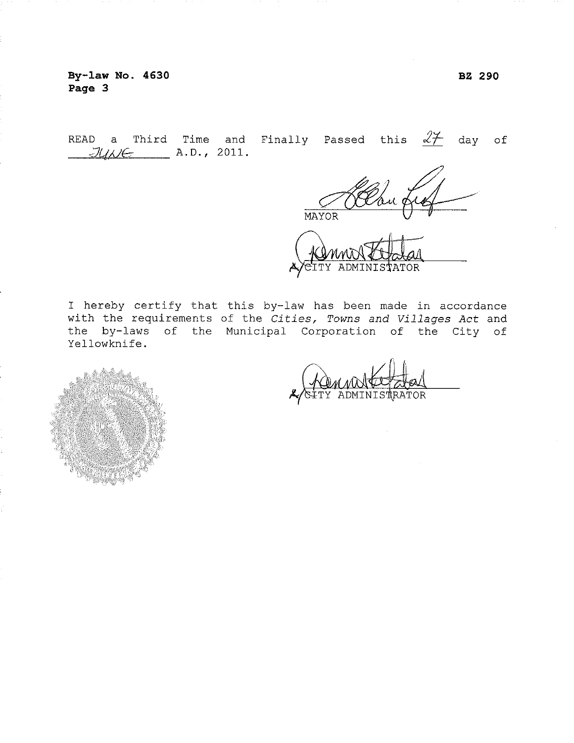**By-law No. 4630** **BZ 290**
**Page 3**

READ a Third Time and Finally Passed this 27 day of JUNE A.D., 2011.

MAYOR

A/CITY ADMINISTATOR

I hereby certify that this by-law has been made in accordance with the requirements of the *Cities, Towns and Villages Act* and the by-laws of the Municipal Corporation of the City of Yellowknife.

A/CITY ADMINISTRATOR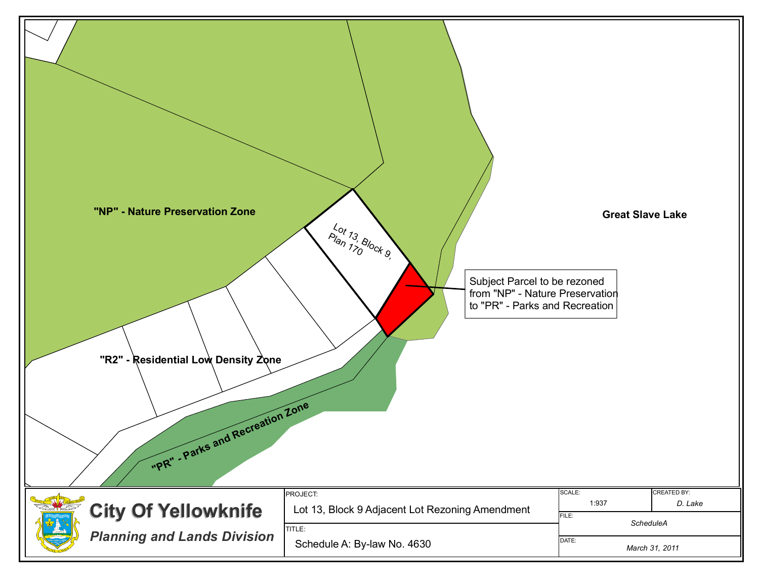"NP" - Nature Preservation Zone

Lot 13, Block 9, Plan 170

Great Slave Lake

Subject Parcel to be rezoned from "NP" - Nature Preservation to "PR" - Parks and Recreation

"R2" - Residential Low Density Zone

"PR" - Parks and Recreation Zone

**City Of Yellowknife**

***Planning and Lands Division***

| | | | |
|---|---|---|---|
| PROJECT: Lot 13, Block 9 Adjacent Lot Rezoning Amendment | | SCALE: 1:937 | CREATED BY: *D. Lake* |
| | | FILE: *ScheduleA* | |
| TITLE: Schedule A: By-law No. 4630 | | DATE: *March 31, 2011* | |